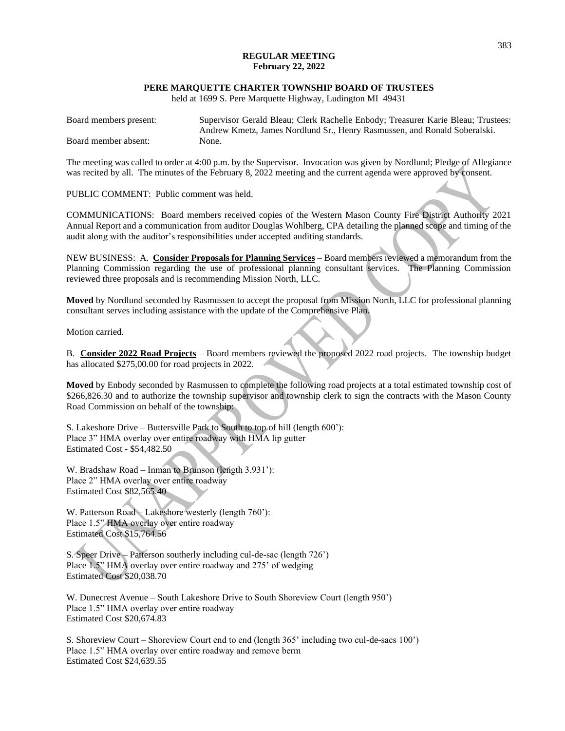**REGULAR MEETING**
**February 22, 2022**

**PERE MARQUETTE CHARTER TOWNSHIP BOARD OF TRUSTEES**
held at 1699 S. Pere Marquette Highway, Ludington MI 49431

| | |
|---|---|
| Board members present: | Supervisor Gerald Bleau; Clerk Rachelle Enbody; Treasurer Karie Bleau; Trustees: Andrew Kmetz, James Nordlund Sr., Henry Rasmussen, and Ronald Soberalski. |
| Board member absent: | None. |

The meeting was called to order at 4:00 p.m. by the Supervisor. Invocation was given by Nordlund; Pledge of Allegiance was recited by all. The minutes of the February 8, 2022 meeting and the current agenda were approved by consent.

PUBLIC COMMENT: Public comment was held.

COMMUNICATIONS: Board members received copies of the Western Mason County Fire District Authority 2021 Annual Report and a communication from auditor Douglas Wohlberg, CPA detailing the planned scope and timing of the audit along with the auditor's responsibilities under accepted auditing standards.

NEW BUSINESS: A. **Consider Proposals for Planning Services** – Board members reviewed a memorandum from the Planning Commission regarding the use of professional planning consultant services. The Planning Commission reviewed three proposals and is recommending Mission North, LLC.

**Moved** by Nordlund seconded by Rasmussen to accept the proposal from Mission North, LLC for professional planning consultant serves including assistance with the update of the Comprehensive Plan.

Motion carried.

B. **Consider 2022 Road Projects** – Board members reviewed the proposed 2022 road projects. The township budget has allocated $275,00.00 for road projects in 2022.

**Moved** by Enbody seconded by Rasmussen to complete the following road projects at a total estimated township cost of $266,826.30 and to authorize the township supervisor and township clerk to sign the contracts with the Mason County Road Commission on behalf of the township:

S. Lakeshore Drive – Buttersville Park to South to top of hill (length 600'):
Place 3" HMA overlay over entire roadway with HMA lip gutter
Estimated Cost - $54,482.50

W. Bradshaw Road – Inman to Brunson (length 3.931'):
Place 2" HMA overlay over entire roadway
Estimated Cost $82,565.40

W. Patterson Road – Lakeshore westerly (length 760'):
Place 1.5" HMA overlay over entire roadway
Estimated Cost $15,764.56

S. Speer Drive – Patterson southerly including cul-de-sac (length 726')
Place 1.5" HMA overlay over entire roadway and 275' of wedging
Estimated Cost $20,038.70

W. Dunecrest Avenue – South Lakeshore Drive to South Shoreview Court (length 950')
Place 1.5" HMA overlay over entire roadway
Estimated Cost $20,674.83

S. Shoreview Court – Shoreview Court end to end (length 365' including two cul-de-sacs 100')
Place 1.5" HMA overlay over entire roadway and remove berm
Estimated Cost $24,639.55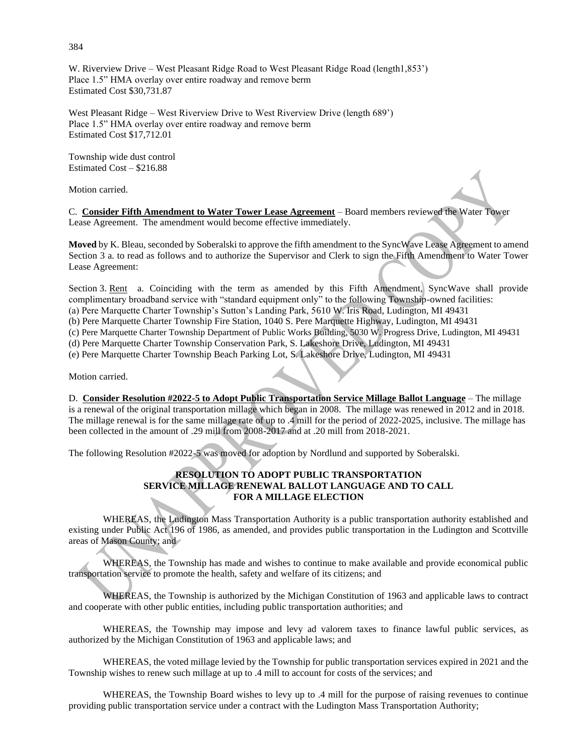W. Riverview Drive – West Pleasant Ridge Road to West Pleasant Ridge Road (length1,853')
Place 1.5" HMA overlay over entire roadway and remove berm
Estimated Cost $30,731.87

West Pleasant Ridge – West Riverview Drive to West Riverview Drive (length 689')
Place 1.5" HMA overlay over entire roadway and remove berm
Estimated Cost $17,712.01

Township wide dust control
Estimated Cost – $216.88

Motion carried.

C. **Consider Fifth Amendment to Water Tower Lease Agreement** – Board members reviewed the Water Tower Lease Agreement. The amendment would become effective immediately.

**Moved** by K. Bleau, seconded by Soberalski to approve the fifth amendment to the SyncWave Lease Agreement to amend Section 3 a. to read as follows and to authorize the Supervisor and Clerk to sign the Fifth Amendment to Water Tower Lease Agreement:

Section 3. Rent a. Coinciding with the term as amended by this Fifth Amendment, SyncWave shall provide complimentary broadband service with "standard equipment only" to the following Township-owned facilities:
(a) Pere Marquette Charter Township's Sutton's Landing Park, 5610 W. Iris Road, Ludington, MI 49431
(b) Pere Marquette Charter Township Fire Station, 1040 S. Pere Marquette Highway, Ludington, MI 49431
(c) Pere Marquette Charter Township Department of Public Works Building, 5030 W. Progress Drive, Ludington, MI 49431
(d) Pere Marquette Charter Township Conservation Park, S. Lakeshore Drive, Ludington, MI 49431
(e) Pere Marquette Charter Township Beach Parking Lot, S. Lakeshore Drive, Ludington, MI 49431

Motion carried.

D. **Consider Resolution #2022-5 to Adopt Public Transportation Service Millage Ballot Language** – The millage is a renewal of the original transportation millage which began in 2008. The millage was renewed in 2012 and in 2018. The millage renewal is for the same millage rate of up to .4 mill for the period of 2022-2025, inclusive. The millage has been collected in the amount of .29 mill from 2008-2017 and at .20 mill from 2018-2021.

The following Resolution #2022-5 was moved for adoption by Nordlund and supported by Soberalski.

**RESOLUTION TO ADOPT PUBLIC TRANSPORTATION SERVICE MILLAGE RENEWAL BALLOT LANGUAGE AND TO CALL FOR A MILLAGE ELECTION**

WHEREAS, the Ludington Mass Transportation Authority is a public transportation authority established and existing under Public Act 196 of 1986, as amended, and provides public transportation in the Ludington and Scottville areas of Mason County; and

WHEREAS, the Township has made and wishes to continue to make available and provide economical public transportation service to promote the health, safety and welfare of its citizens; and

WHEREAS, the Township is authorized by the Michigan Constitution of 1963 and applicable laws to contract and cooperate with other public entities, including public transportation authorities; and

WHEREAS, the Township may impose and levy ad valorem taxes to finance lawful public services, as authorized by the Michigan Constitution of 1963 and applicable laws; and

WHEREAS, the voted millage levied by the Township for public transportation services expired in 2021 and the Township wishes to renew such millage at up to .4 mill to account for costs of the services; and

WHEREAS, the Township Board wishes to levy up to .4 mill for the purpose of raising revenues to continue providing public transportation service under a contract with the Ludington Mass Transportation Authority;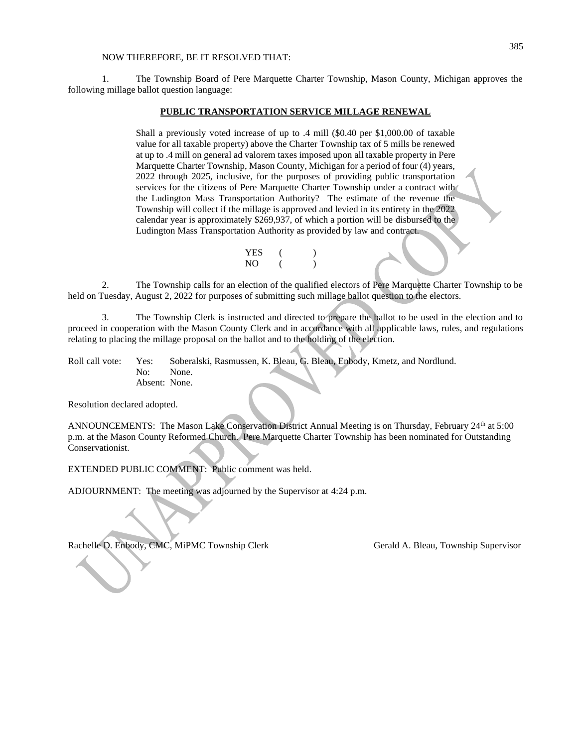NOW THEREFORE, BE IT RESOLVED THAT:

1. The Township Board of Pere Marquette Charter Township, Mason County, Michigan approves the following millage ballot question language:

**PUBLIC TRANSPORTATION SERVICE MILLAGE RENEWAL**

> Shall a previously voted increase of up to .4 mill ($0.40 per $1,000.00 of taxable value for all taxable property) above the Charter Township tax of 5 mills be renewed at up to .4 mill on general ad valorem taxes imposed upon all taxable property in Pere Marquette Charter Township, Mason County, Michigan for a period of four (4) years, 2022 through 2025, inclusive, for the purposes of providing public transportation services for the citizens of Pere Marquette Charter Township under a contract with the Ludington Mass Transportation Authority? The estimate of the revenue the Township will collect if the millage is approved and levied in its entirety in the 2022 calendar year is approximately $269,937, of which a portion will be disbursed to the Ludington Mass Transportation Authority as provided by law and contract.
>
> YES ( )
> NO ( )

2. The Township calls for an election of the qualified electors of Pere Marquette Charter Township to be held on Tuesday, August 2, 2022 for purposes of submitting such millage ballot question to the electors.

3. The Township Clerk is instructed and directed to prepare the ballot to be used in the election and to proceed in cooperation with the Mason County Clerk and in accordance with all applicable laws, rules, and regulations relating to placing the millage proposal on the ballot and to the holding of the election.

Roll call vote: Yes: Soberalski, Rasmussen, K. Bleau, G. Bleau, Enbody, Kmetz, and Nordlund.
No: None.
Absent: None.

Resolution declared adopted.

ANNOUNCEMENTS: The Mason Lake Conservation District Annual Meeting is on Thursday, February 24th at 5:00 p.m. at the Mason County Reformed Church. Pere Marquette Charter Township has been nominated for Outstanding Conservationist.

EXTENDED PUBLIC COMMENT: Public comment was held.

ADJOURNMENT: The meeting was adjourned by the Supervisor at 4:24 p.m.

Rachelle D. Enbody, CMC, MiPMC Township Clerk

Gerald A. Bleau, Township Supervisor

UNAPPROVED COPY